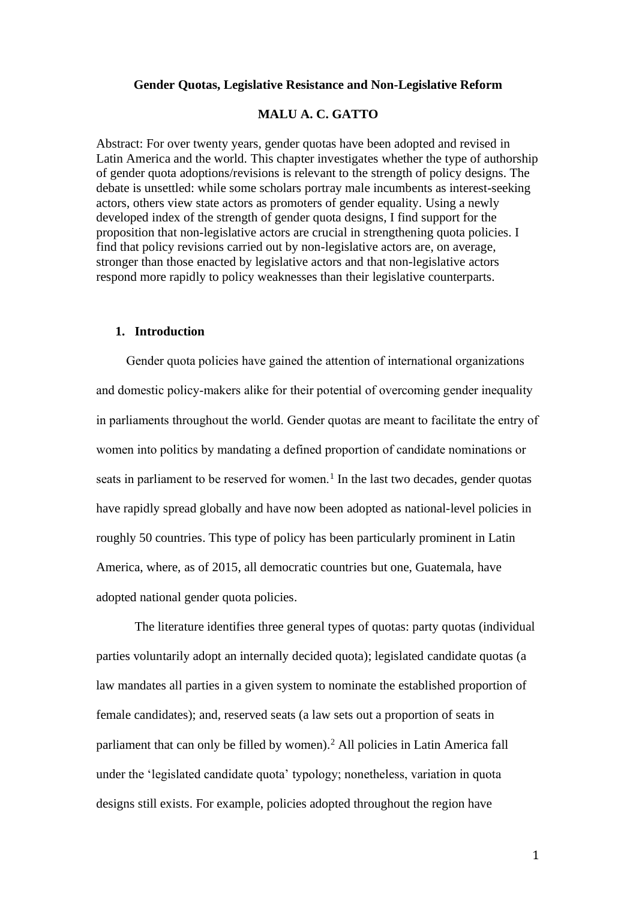# Gender Quotas, Legislative Resistance and Non-Legislative Reform

**MALU A. C. GATTO**

Abstract: For over twenty years, gender quotas have been adopted and revised in Latin America and the world. This chapter investigates whether the type of authorship of gender quota adoptions/revisions is relevant to the strength of policy designs. The debate is unsettled: while some scholars portray male incumbents as interest-seeking actors, others view state actors as promoters of gender equality. Using a newly developed index of the strength of gender quota designs, I find support for the proposition that non-legislative actors are crucial in strengthening quota policies. I find that policy revisions carried out by non-legislative actors are, on average, stronger than those enacted by legislative actors and that non-legislative actors respond more rapidly to policy weaknesses than their legislative counterparts.

## 1. Introduction

Gender quota policies have gained the attention of international organizations and domestic policy-makers alike for their potential of overcoming gender inequality in parliaments throughout the world. Gender quotas are meant to facilitate the entry of women into politics by mandating a defined proportion of candidate nominations or seats in parliament to be reserved for women.[1] In the last two decades, gender quotas have rapidly spread globally and have now been adopted as national-level policies in roughly 50 countries. This type of policy has been particularly prominent in Latin America, where, as of 2015, all democratic countries but one, Guatemala, have adopted national gender quota policies.

The literature identifies three general types of quotas: party quotas (individual parties voluntarily adopt an internally decided quota); legislated candidate quotas (a law mandates all parties in a given system to nominate the established proportion of female candidates); and, reserved seats (a law sets out a proportion of seats in parliament that can only be filled by women).[2] All policies in Latin America fall under the 'legislated candidate quota' typology; nonetheless, variation in quota designs still exists. For example, policies adopted throughout the region have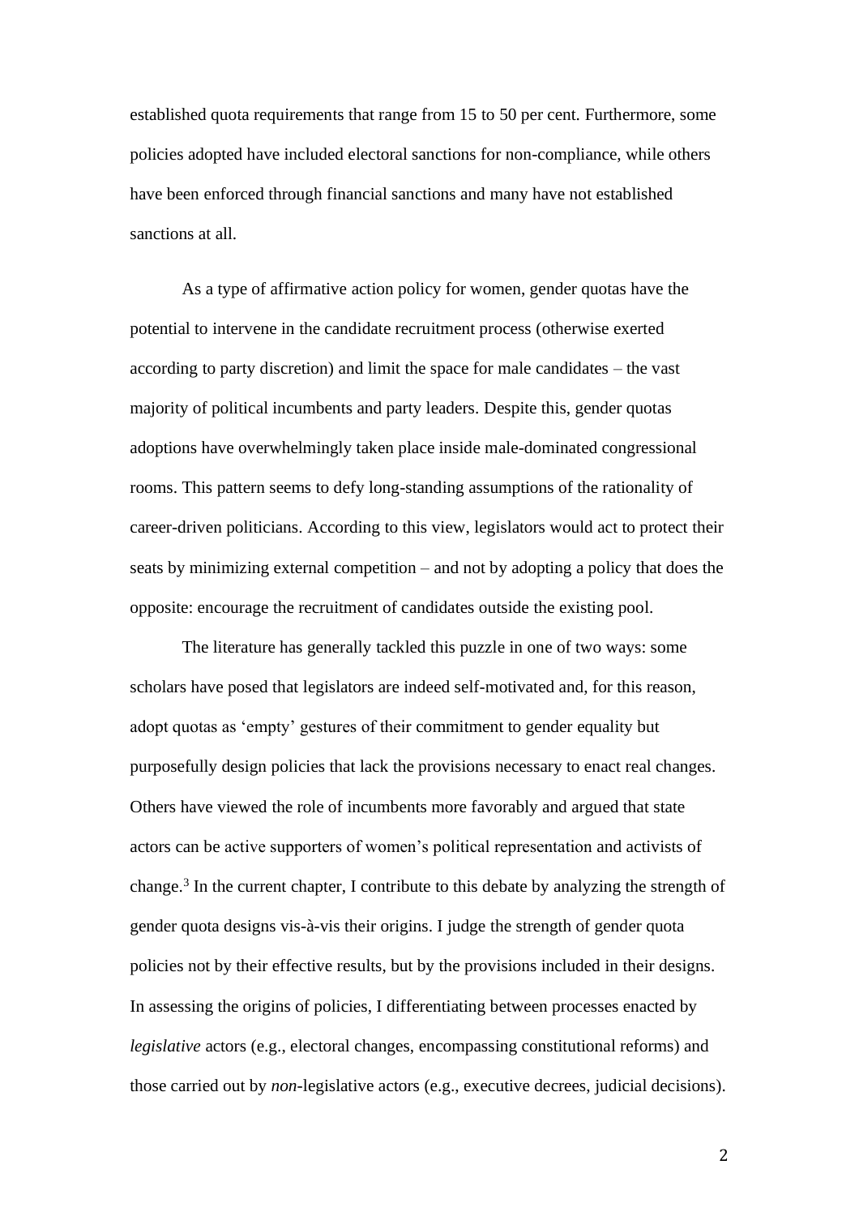established quota requirements that range from 15 to 50 per cent. Furthermore, some policies adopted have included electoral sanctions for non-compliance, while others have been enforced through financial sanctions and many have not established sanctions at all.

As a type of affirmative action policy for women, gender quotas have the potential to intervene in the candidate recruitment process (otherwise exerted according to party discretion) and limit the space for male candidates – the vast majority of political incumbents and party leaders. Despite this, gender quotas adoptions have overwhelmingly taken place inside male-dominated congressional rooms. This pattern seems to defy long-standing assumptions of the rationality of career-driven politicians. According to this view, legislators would act to protect their seats by minimizing external competition – and not by adopting a policy that does the opposite: encourage the recruitment of candidates outside the existing pool.

The literature has generally tackled this puzzle in one of two ways: some scholars have posed that legislators are indeed self-motivated and, for this reason, adopt quotas as 'empty' gestures of their commitment to gender equality but purposefully design policies that lack the provisions necessary to enact real changes. Others have viewed the role of incumbents more favorably and argued that state actors can be active supporters of women's political representation and activists of change.[3] In the current chapter, I contribute to this debate by analyzing the strength of gender quota designs vis-à-vis their origins. I judge the strength of gender quota policies not by their effective results, but by the provisions included in their designs. In assessing the origins of policies, I differentiating between processes enacted by *legislative* actors (e.g., electoral changes, encompassing constitutional reforms) and those carried out by *non*-legislative actors (e.g., executive decrees, judicial decisions).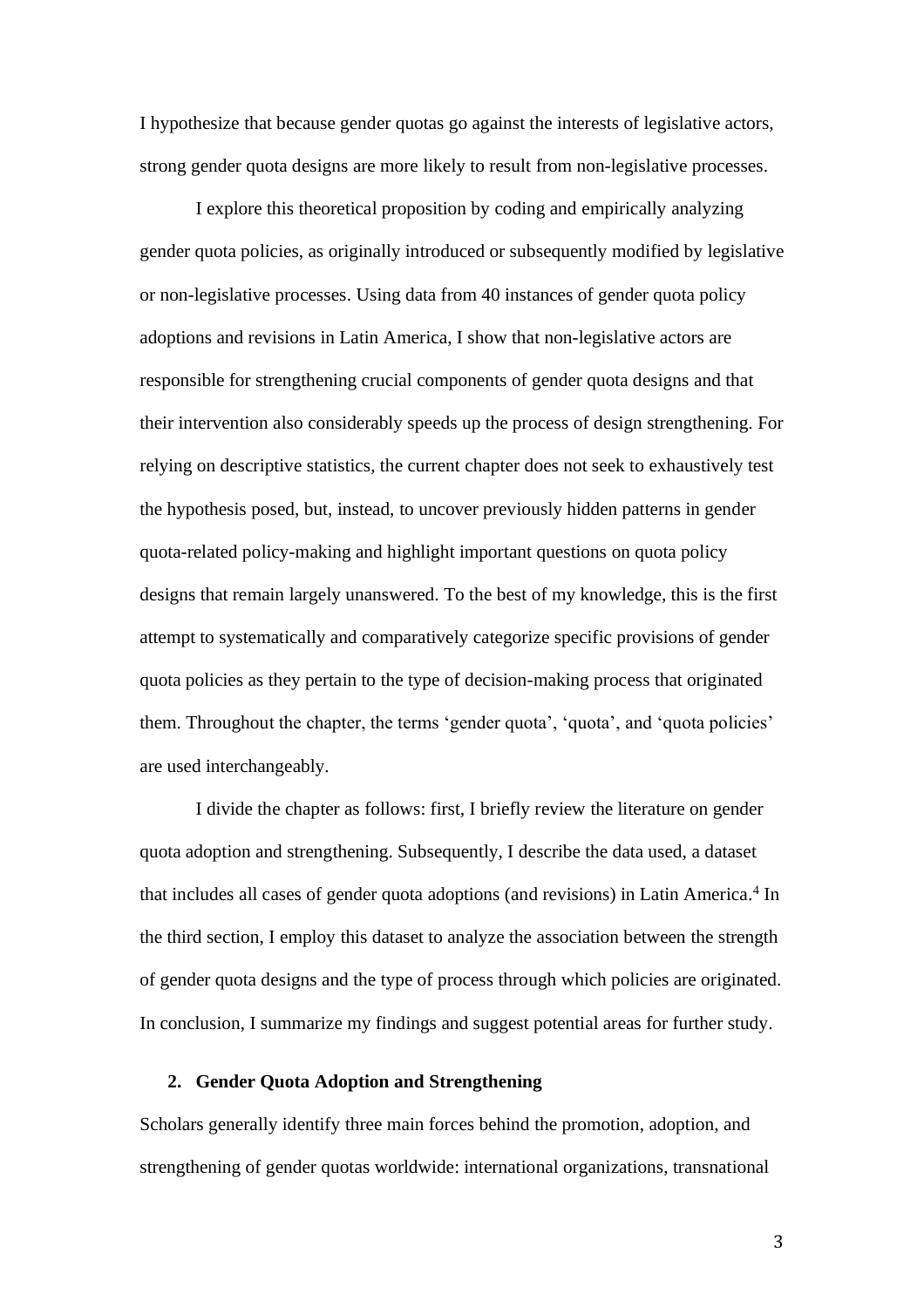I hypothesize that because gender quotas go against the interests of legislative actors, strong gender quota designs are more likely to result from non-legislative processes.

I explore this theoretical proposition by coding and empirically analyzing gender quota policies, as originally introduced or subsequently modified by legislative or non-legislative processes. Using data from 40 instances of gender quota policy adoptions and revisions in Latin America, I show that non-legislative actors are responsible for strengthening crucial components of gender quota designs and that their intervention also considerably speeds up the process of design strengthening. For relying on descriptive statistics, the current chapter does not seek to exhaustively test the hypothesis posed, but, instead, to uncover previously hidden patterns in gender quota-related policy-making and highlight important questions on quota policy designs that remain largely unanswered. To the best of my knowledge, this is the first attempt to systematically and comparatively categorize specific provisions of gender quota policies as they pertain to the type of decision-making process that originated them. Throughout the chapter, the terms 'gender quota', 'quota', and 'quota policies' are used interchangeably.

I divide the chapter as follows: first, I briefly review the literature on gender quota adoption and strengthening. Subsequently, I describe the data used, a dataset that includes all cases of gender quota adoptions (and revisions) in Latin America.[4] In the third section, I employ this dataset to analyze the association between the strength of gender quota designs and the type of process through which policies are originated. In conclusion, I summarize my findings and suggest potential areas for further study.

## 2. Gender Quota Adoption and Strengthening

Scholars generally identify three main forces behind the promotion, adoption, and strengthening of gender quotas worldwide: international organizations, transnational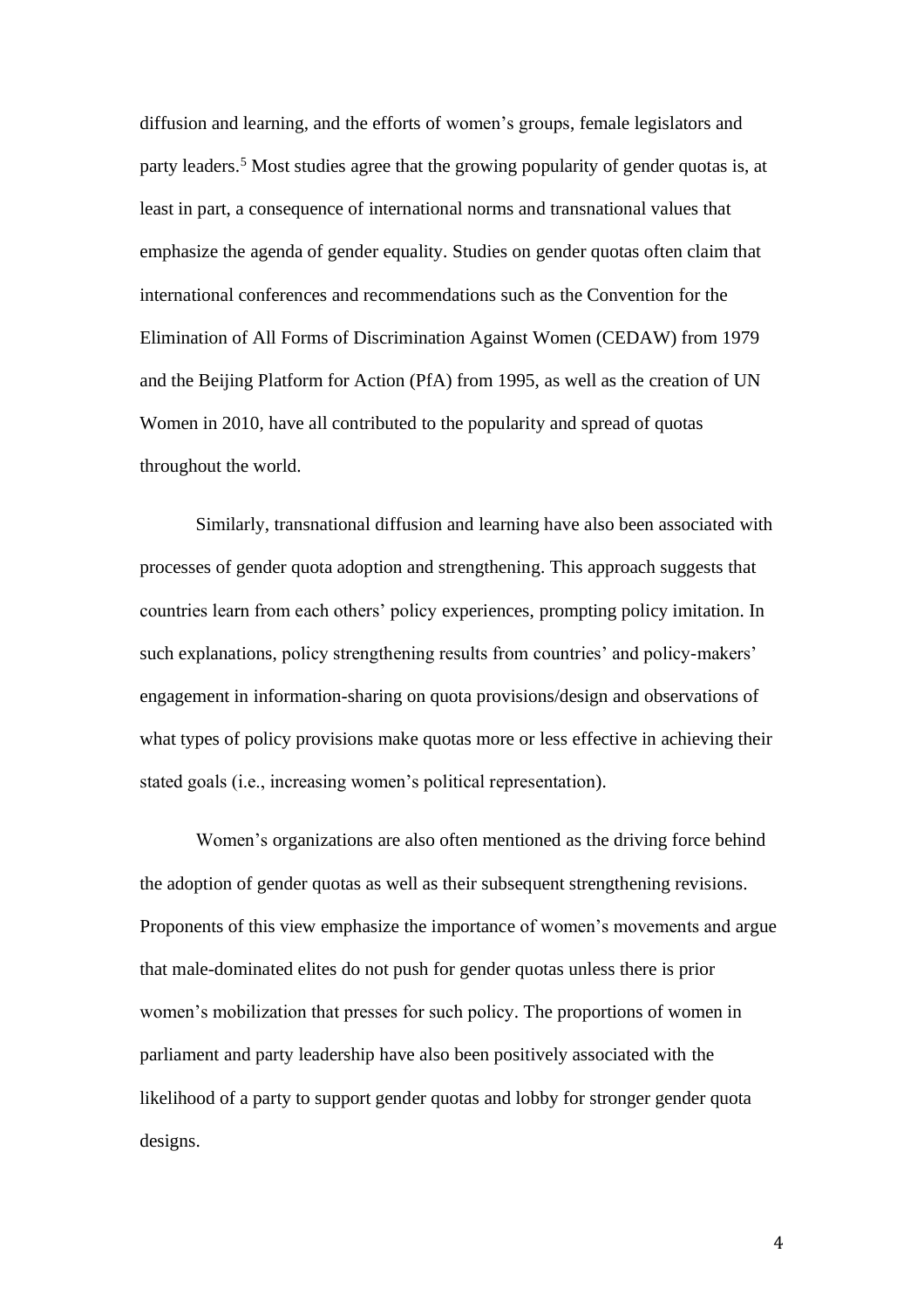diffusion and learning, and the efforts of women's groups, female legislators and party leaders.[5] Most studies agree that the growing popularity of gender quotas is, at least in part, a consequence of international norms and transnational values that emphasize the agenda of gender equality. Studies on gender quotas often claim that international conferences and recommendations such as the Convention for the Elimination of All Forms of Discrimination Against Women (CEDAW) from 1979 and the Beijing Platform for Action (PfA) from 1995, as well as the creation of UN Women in 2010, have all contributed to the popularity and spread of quotas throughout the world.

Similarly, transnational diffusion and learning have also been associated with processes of gender quota adoption and strengthening. This approach suggests that countries learn from each others' policy experiences, prompting policy imitation. In such explanations, policy strengthening results from countries' and policy-makers' engagement in information-sharing on quota provisions/design and observations of what types of policy provisions make quotas more or less effective in achieving their stated goals (i.e., increasing women's political representation).

Women's organizations are also often mentioned as the driving force behind the adoption of gender quotas as well as their subsequent strengthening revisions. Proponents of this view emphasize the importance of women's movements and argue that male-dominated elites do not push for gender quotas unless there is prior women's mobilization that presses for such policy. The proportions of women in parliament and party leadership have also been positively associated with the likelihood of a party to support gender quotas and lobby for stronger gender quota designs.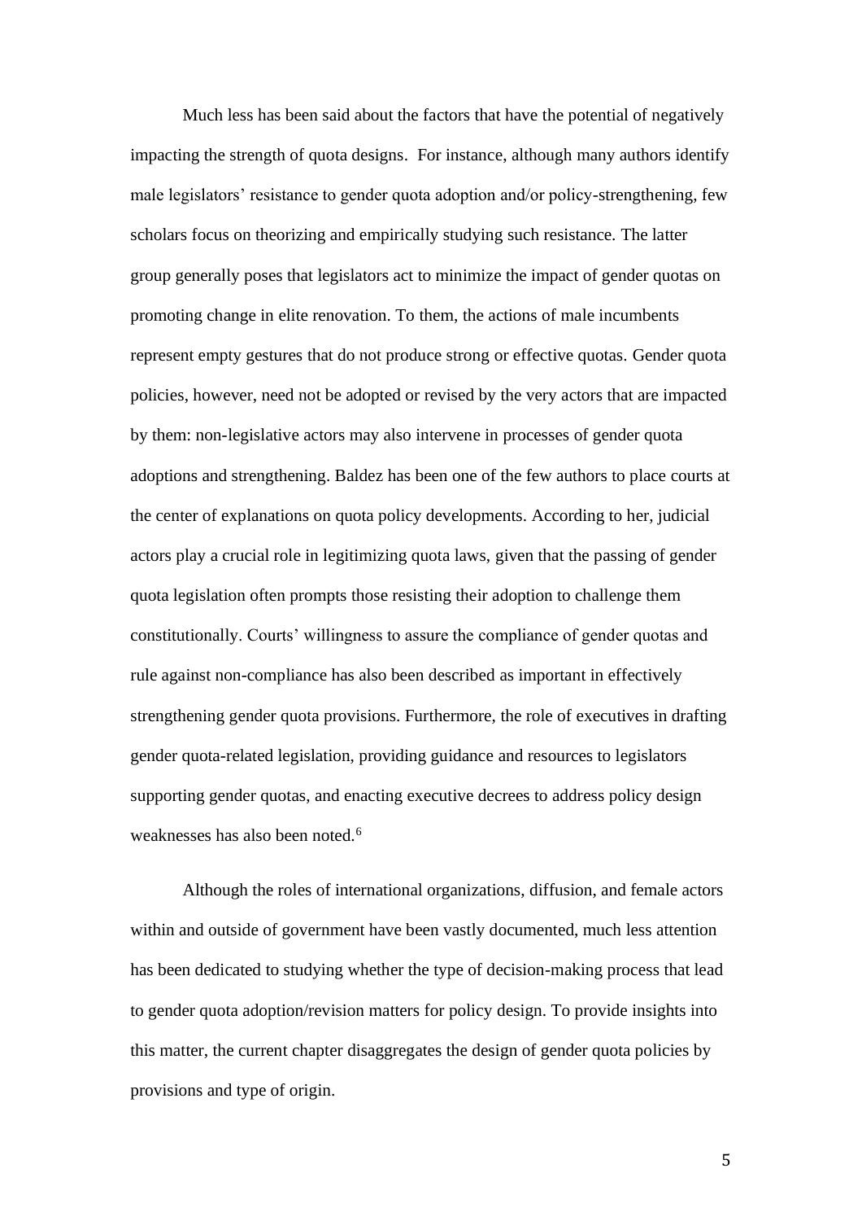Much less has been said about the factors that have the potential of negatively impacting the strength of quota designs.  For instance, although many authors identify male legislators' resistance to gender quota adoption and/or policy-strengthening, few scholars focus on theorizing and empirically studying such resistance. The latter group generally poses that legislators act to minimize the impact of gender quotas on promoting change in elite renovation. To them, the actions of male incumbents represent empty gestures that do not produce strong or effective quotas. Gender quota policies, however, need not be adopted or revised by the very actors that are impacted by them: non-legislative actors may also intervene in processes of gender quota adoptions and strengthening. Baldez has been one of the few authors to place courts at the center of explanations on quota policy developments. According to her, judicial actors play a crucial role in legitimizing quota laws, given that the passing of gender quota legislation often prompts those resisting their adoption to challenge them constitutionally. Courts' willingness to assure the compliance of gender quotas and rule against non-compliance has also been described as important in effectively strengthening gender quota provisions. Furthermore, the role of executives in drafting gender quota-related legislation, providing guidance and resources to legislators supporting gender quotas, and enacting executive decrees to address policy design weaknesses has also been noted.[6]

Although the roles of international organizations, diffusion, and female actors within and outside of government have been vastly documented, much less attention has been dedicated to studying whether the type of decision-making process that lead to gender quota adoption/revision matters for policy design. To provide insights into this matter, the current chapter disaggregates the design of gender quota policies by provisions and type of origin.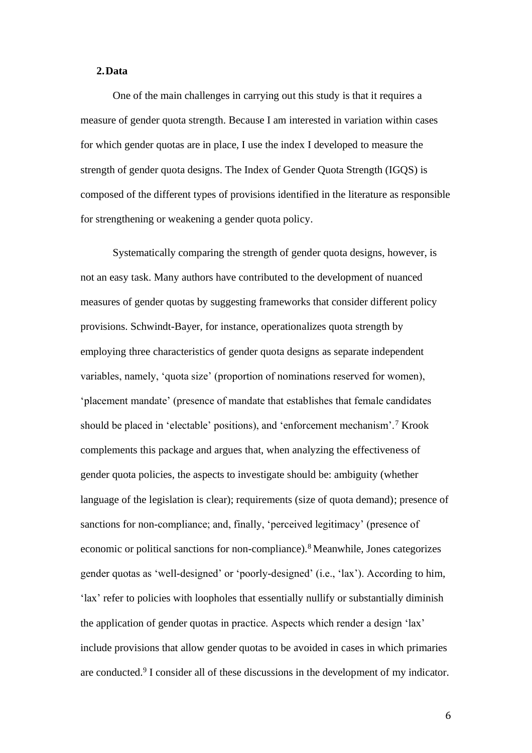## 2. Data

One of the main challenges in carrying out this study is that it requires a measure of gender quota strength. Because I am interested in variation within cases for which gender quotas are in place, I use the index I developed to measure the strength of gender quota designs. The Index of Gender Quota Strength (IGQS) is composed of the different types of provisions identified in the literature as responsible for strengthening or weakening a gender quota policy.

Systematically comparing the strength of gender quota designs, however, is not an easy task. Many authors have contributed to the development of nuanced measures of gender quotas by suggesting frameworks that consider different policy provisions. Schwindt-Bayer, for instance, operationalizes quota strength by employing three characteristics of gender quota designs as separate independent variables, namely, 'quota size' (proportion of nominations reserved for women), 'placement mandate' (presence of mandate that establishes that female candidates should be placed in 'electable' positions), and 'enforcement mechanism'.[7] Krook complements this package and argues that, when analyzing the effectiveness of gender quota policies, the aspects to investigate should be: ambiguity (whether language of the legislation is clear); requirements (size of quota demand); presence of sanctions for non-compliance; and, finally, 'perceived legitimacy' (presence of economic or political sanctions for non-compliance).[8] Meanwhile, Jones categorizes gender quotas as 'well-designed' or 'poorly-designed' (i.e., 'lax'). According to him, 'lax' refer to policies with loopholes that essentially nullify or substantially diminish the application of gender quotas in practice. Aspects which render a design 'lax' include provisions that allow gender quotas to be avoided in cases in which primaries are conducted.[9] I consider all of these discussions in the development of my indicator.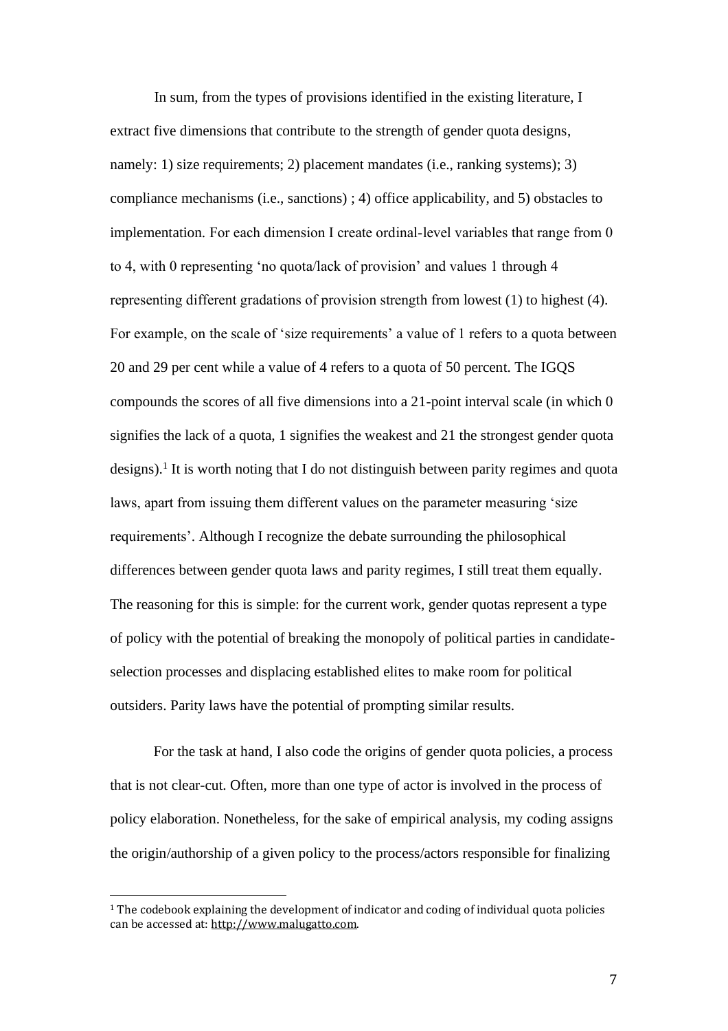In sum, from the types of provisions identified in the existing literature, I extract five dimensions that contribute to the strength of gender quota designs, namely: 1) size requirements; 2) placement mandates (i.e., ranking systems); 3) compliance mechanisms (i.e., sanctions) ; 4) office applicability, and 5) obstacles to implementation. For each dimension I create ordinal-level variables that range from 0 to 4, with 0 representing 'no quota/lack of provision' and values 1 through 4 representing different gradations of provision strength from lowest (1) to highest (4). For example, on the scale of 'size requirements' a value of 1 refers to a quota between 20 and 29 per cent while a value of 4 refers to a quota of 50 percent. The IGQS compounds the scores of all five dimensions into a 21-point interval scale (in which 0 signifies the lack of a quota, 1 signifies the weakest and 21 the strongest gender quota designs).[1] It is worth noting that I do not distinguish between parity regimes and quota laws, apart from issuing them different values on the parameter measuring 'size requirements'. Although I recognize the debate surrounding the philosophical differences between gender quota laws and parity regimes, I still treat them equally. The reasoning for this is simple: for the current work, gender quotas represent a type of policy with the potential of breaking the monopoly of political parties in candidate-selection processes and displacing established elites to make room for political outsiders. Parity laws have the potential of prompting similar results.

For the task at hand, I also code the origins of gender quota policies, a process that is not clear-cut. Often, more than one type of actor is involved in the process of policy elaboration. Nonetheless, for the sake of empirical analysis, my coding assigns the origin/authorship of a given policy to the process/actors responsible for finalizing

[1] The codebook explaining the development of indicator and coding of individual quota policies can be accessed at: http://www.malugatto.com.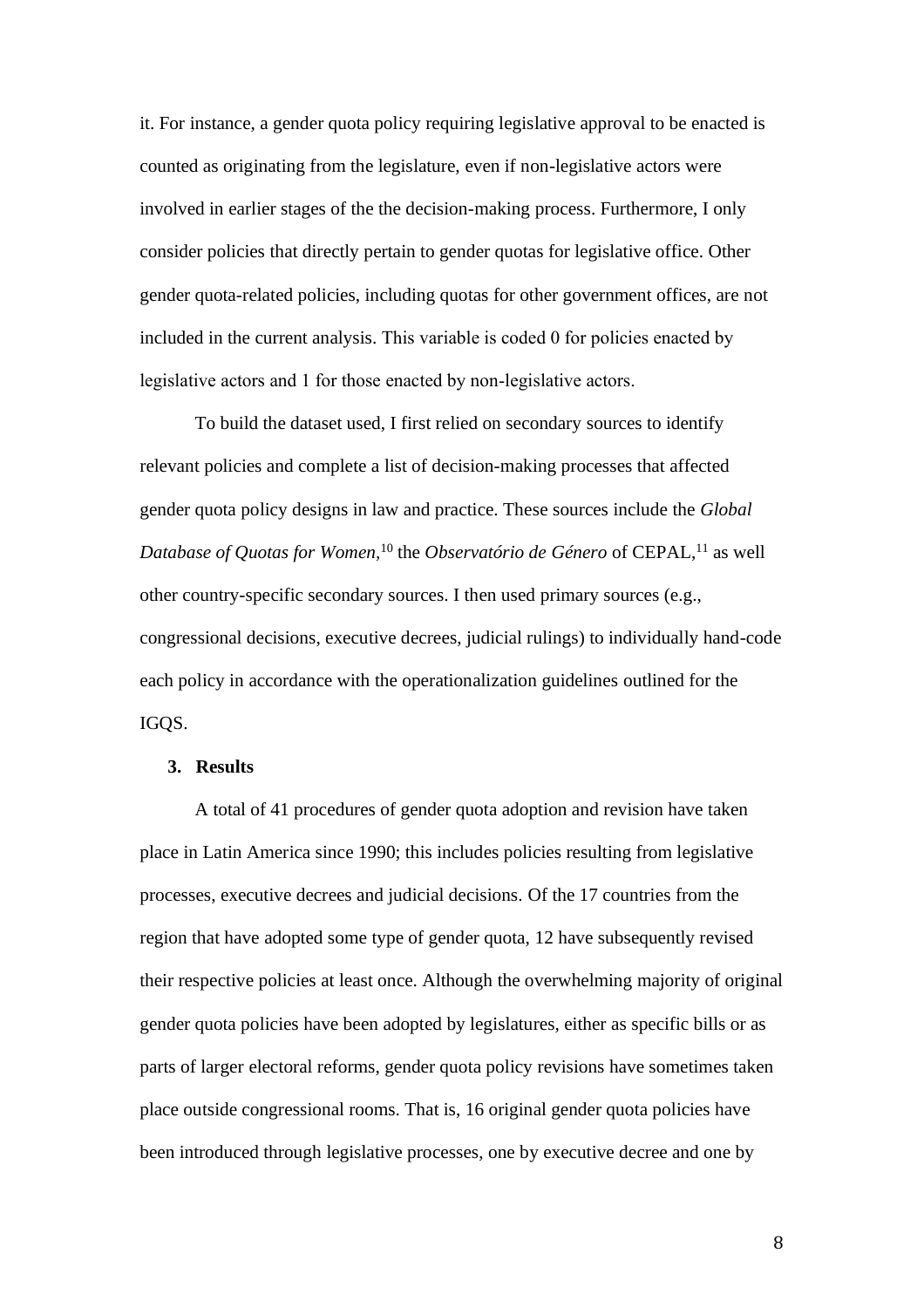it. For instance, a gender quota policy requiring legislative approval to be enacted is counted as originating from the legislature, even if non-legislative actors were involved in earlier stages of the the decision-making process. Furthermore, I only consider policies that directly pertain to gender quotas for legislative office. Other gender quota-related policies, including quotas for other government offices, are not included in the current analysis. This variable is coded 0 for policies enacted by legislative actors and 1 for those enacted by non-legislative actors.

To build the dataset used, I first relied on secondary sources to identify relevant policies and complete a list of decision-making processes that affected gender quota policy designs in law and practice. These sources include the *Global Database of Quotas for Women*,[10] the *Observatório de Género* of CEPAL,[11] as well other country-specific secondary sources. I then used primary sources (e.g., congressional decisions, executive decrees, judicial rulings) to individually hand-code each policy in accordance with the operationalization guidelines outlined for the IGQS.

## 3. Results

A total of 41 procedures of gender quota adoption and revision have taken place in Latin America since 1990; this includes policies resulting from legislative processes, executive decrees and judicial decisions. Of the 17 countries from the region that have adopted some type of gender quota, 12 have subsequently revised their respective policies at least once. Although the overwhelming majority of original gender quota policies have been adopted by legislatures, either as specific bills or as parts of larger electoral reforms, gender quota policy revisions have sometimes taken place outside congressional rooms. That is, 16 original gender quota policies have been introduced through legislative processes, one by executive decree and one by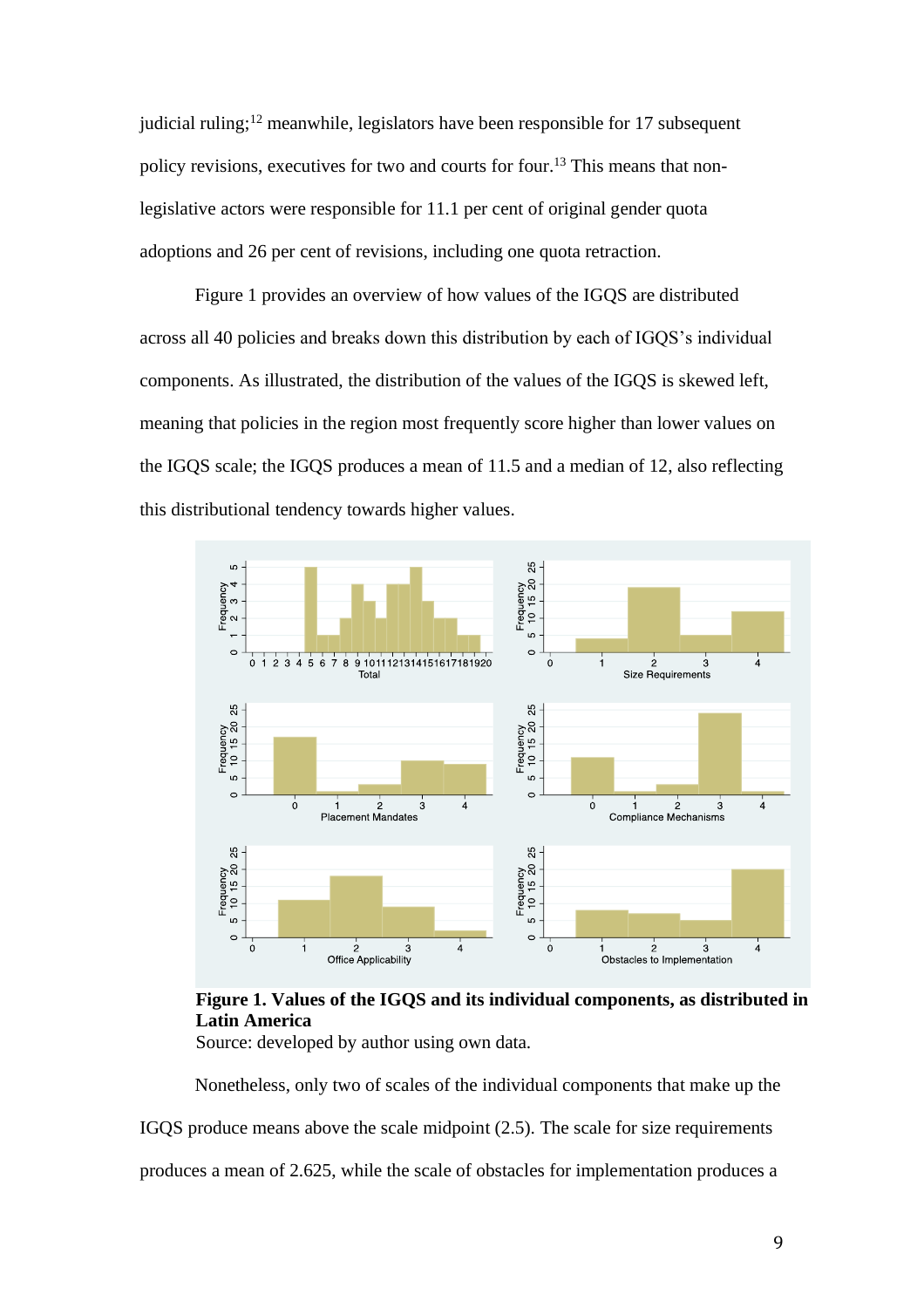judicial ruling;[12] meanwhile, legislators have been responsible for 17 subsequent policy revisions, executives for two and courts for four.[13] This means that non-legislative actors were responsible for 11.1 per cent of original gender quota adoptions and 26 per cent of revisions, including one quota retraction.

Figure 1 provides an overview of how values of the IGQS are distributed across all 40 policies and breaks down this distribution by each of IGQS's individual components. As illustrated, the distribution of the values of the IGQS is skewed left, meaning that policies in the region most frequently score higher than lower values on the IGQS scale; the IGQS produces a mean of 11.5 and a median of 12, also reflecting this distributional tendency towards higher values.

**Figure 1. Values of the IGQS and its individual components, as distributed in Latin America**

Source: developed by author using own data.

Nonetheless, only two of scales of the individual components that make up the IGQS produce means above the scale midpoint (2.5). The scale for size requirements produces a mean of 2.625, while the scale of obstacles for implementation produces a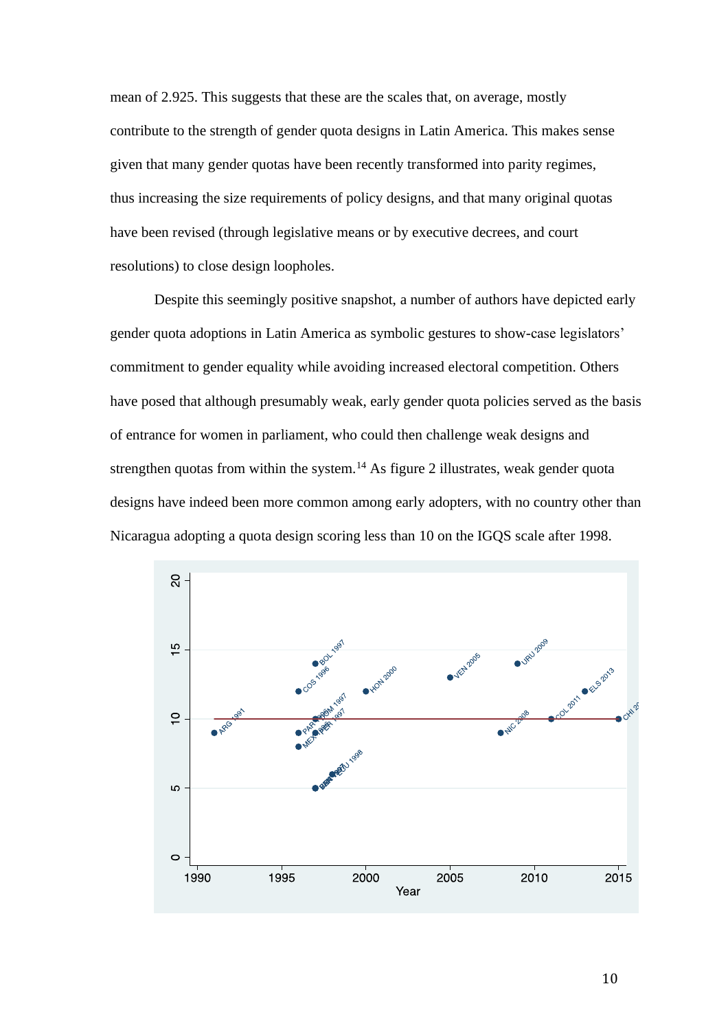mean of 2.925. This suggests that these are the scales that, on average, mostly contribute to the strength of gender quota designs in Latin America. This makes sense given that many gender quotas have been recently transformed into parity regimes, thus increasing the size requirements of policy designs, and that many original quotas have been revised (through legislative means or by executive decrees, and court resolutions) to close design loopholes.

Despite this seemingly positive snapshot, a number of authors have depicted early gender quota adoptions in Latin America as symbolic gestures to show-case legislators' commitment to gender equality while avoiding increased electoral competition. Others have posed that although presumably weak, early gender quota policies served as the basis of entrance for women in parliament, who could then challenge weak designs and strengthen quotas from within the system.[14] As figure 2 illustrates, weak gender quota designs have indeed been more common among early adopters, with no country other than Nicaragua adopting a quota design scoring less than 10 on the IGQS scale after 1998.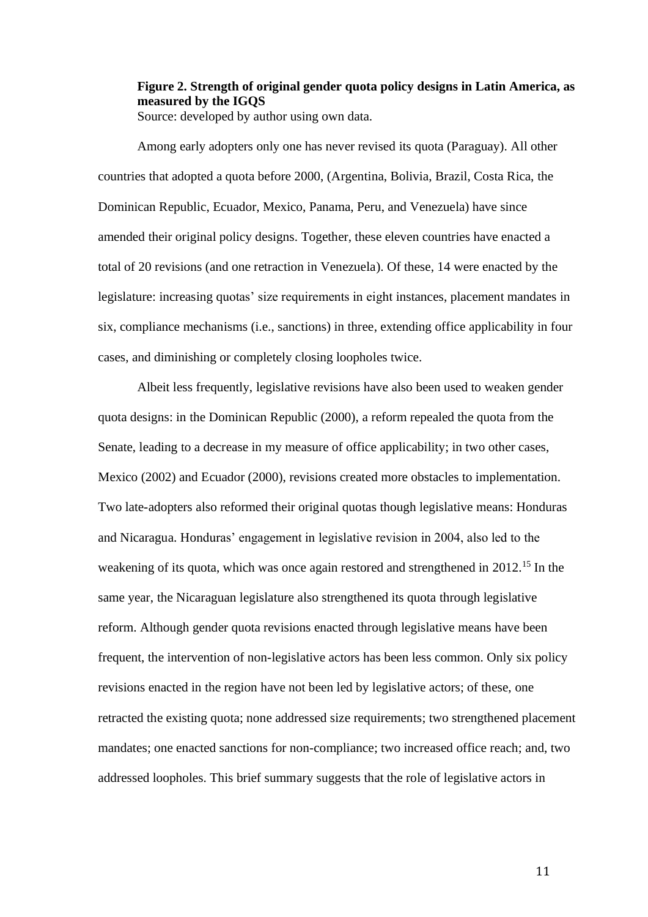**Figure 2. Strength of original gender quota policy designs in Latin America, as measured by the IGQS**
Source: developed by author using own data.

Among early adopters only one has never revised its quota (Paraguay). All other countries that adopted a quota before 2000, (Argentina, Bolivia, Brazil, Costa Rica, the Dominican Republic, Ecuador, Mexico, Panama, Peru, and Venezuela) have since amended their original policy designs. Together, these eleven countries have enacted a total of 20 revisions (and one retraction in Venezuela). Of these, 14 were enacted by the legislature: increasing quotas' size requirements in eight instances, placement mandates in six, compliance mechanisms (i.e., sanctions) in three, extending office applicability in four cases, and diminishing or completely closing loopholes twice.

Albeit less frequently, legislative revisions have also been used to weaken gender quota designs: in the Dominican Republic (2000), a reform repealed the quota from the Senate, leading to a decrease in my measure of office applicability; in two other cases, Mexico (2002) and Ecuador (2000), revisions created more obstacles to implementation. Two late-adopters also reformed their original quotas though legislative means: Honduras and Nicaragua. Honduras' engagement in legislative revision in 2004, also led to the weakening of its quota, which was once again restored and strengthened in 2012.[15] In the same year, the Nicaraguan legislature also strengthened its quota through legislative reform. Although gender quota revisions enacted through legislative means have been frequent, the intervention of non-legislative actors has been less common. Only six policy revisions enacted in the region have not been led by legislative actors; of these, one retracted the existing quota; none addressed size requirements; two strengthened placement mandates; one enacted sanctions for non-compliance; two increased office reach; and, two addressed loopholes. This brief summary suggests that the role of legislative actors in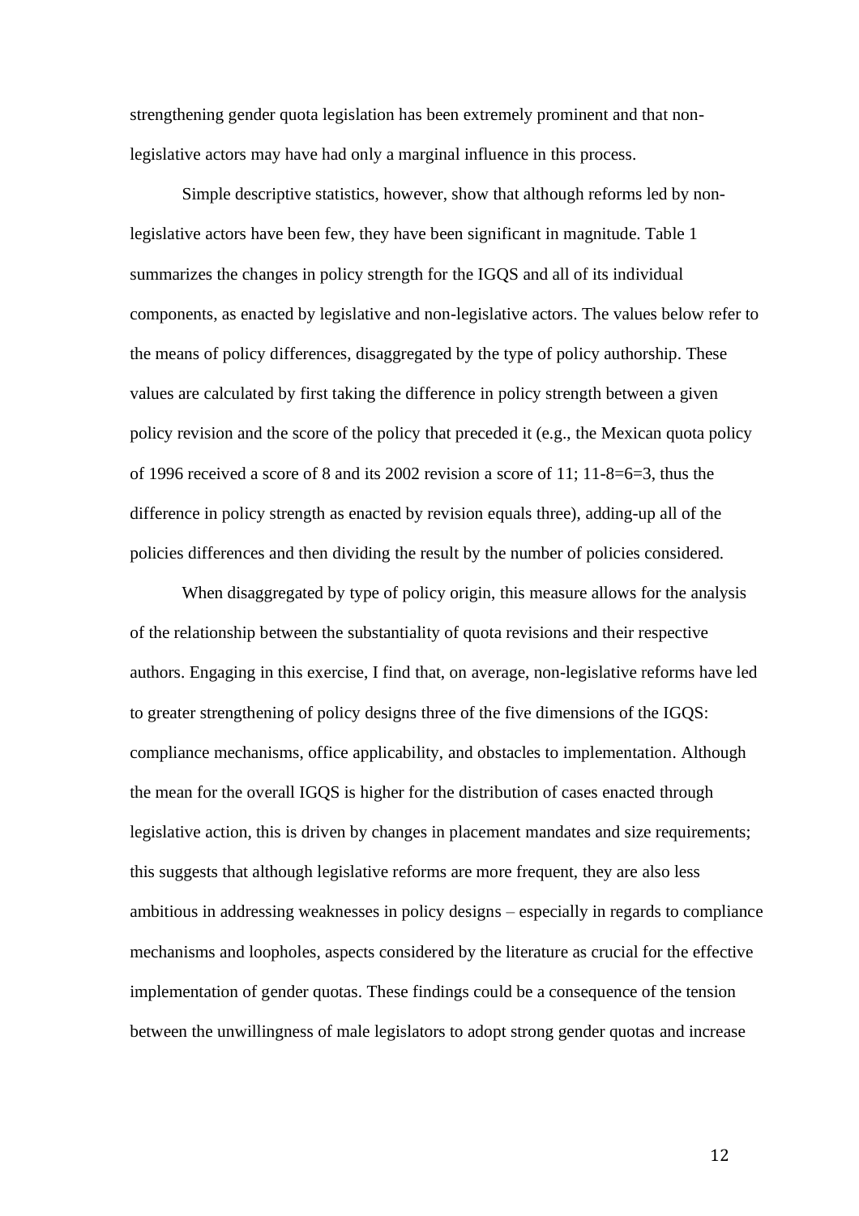strengthening gender quota legislation has been extremely prominent and that non-legislative actors may have had only a marginal influence in this process.

Simple descriptive statistics, however, show that although reforms led by non-legislative actors have been few, they have been significant in magnitude. Table 1 summarizes the changes in policy strength for the IGQS and all of its individual components, as enacted by legislative and non-legislative actors. The values below refer to the means of policy differences, disaggregated by the type of policy authorship. These values are calculated by first taking the difference in policy strength between a given policy revision and the score of the policy that preceded it (e.g., the Mexican quota policy of 1996 received a score of 8 and its 2002 revision a score of 11; 11-8=6=3, thus the difference in policy strength as enacted by revision equals three), adding-up all of the policies differences and then dividing the result by the number of policies considered.

When disaggregated by type of policy origin, this measure allows for the analysis of the relationship between the substantiality of quota revisions and their respective authors. Engaging in this exercise, I find that, on average, non-legislative reforms have led to greater strengthening of policy designs three of the five dimensions of the IGQS: compliance mechanisms, office applicability, and obstacles to implementation. Although the mean for the overall IGQS is higher for the distribution of cases enacted through legislative action, this is driven by changes in placement mandates and size requirements; this suggests that although legislative reforms are more frequent, they are also less ambitious in addressing weaknesses in policy designs – especially in regards to compliance mechanisms and loopholes, aspects considered by the literature as crucial for the effective implementation of gender quotas. These findings could be a consequence of the tension between the unwillingness of male legislators to adopt strong gender quotas and increase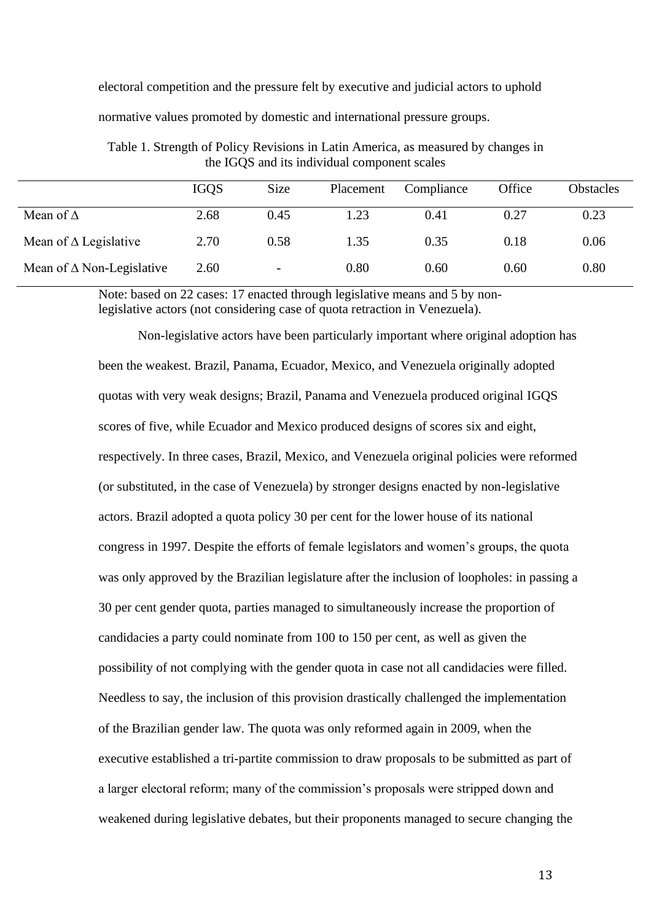electoral competition and the pressure felt by executive and judicial actors to uphold normative values promoted by domestic and international pressure groups.

Table 1. Strength of Policy Revisions in Latin America, as measured by changes in the IGQS and its individual component scales

| | IGQS | Size | Placement | Compliance | Office | Obstacles |
|---|---|---|---|---|---|---|
| Mean of Δ | 2.68 | 0.45 | 1.23 | 0.41 | 0.27 | 0.23 |
| Mean of Δ Legislative | 2.70 | 0.58 | 1.35 | 0.35 | 0.18 | 0.06 |
| Mean of Δ Non-Legislative | 2.60 | - | 0.80 | 0.60 | 0.60 | 0.80 |

Note: based on 22 cases: 17 enacted through legislative means and 5 by non-legislative actors (not considering case of quota retraction in Venezuela).

Non-legislative actors have been particularly important where original adoption has been the weakest. Brazil, Panama, Ecuador, Mexico, and Venezuela originally adopted quotas with very weak designs; Brazil, Panama and Venezuela produced original IGQS scores of five, while Ecuador and Mexico produced designs of scores six and eight, respectively. In three cases, Brazil, Mexico, and Venezuela original policies were reformed (or substituted, in the case of Venezuela) by stronger designs enacted by non-legislative actors. Brazil adopted a quota policy 30 per cent for the lower house of its national congress in 1997. Despite the efforts of female legislators and women's groups, the quota was only approved by the Brazilian legislature after the inclusion of loopholes: in passing a 30 per cent gender quota, parties managed to simultaneously increase the proportion of candidacies a party could nominate from 100 to 150 per cent, as well as given the possibility of not complying with the gender quota in case not all candidacies were filled. Needless to say, the inclusion of this provision drastically challenged the implementation of the Brazilian gender law. The quota was only reformed again in 2009, when the executive established a tri-partite commission to draw proposals to be submitted as part of a larger electoral reform; many of the commission's proposals were stripped down and weakened during legislative debates, but their proponents managed to secure changing the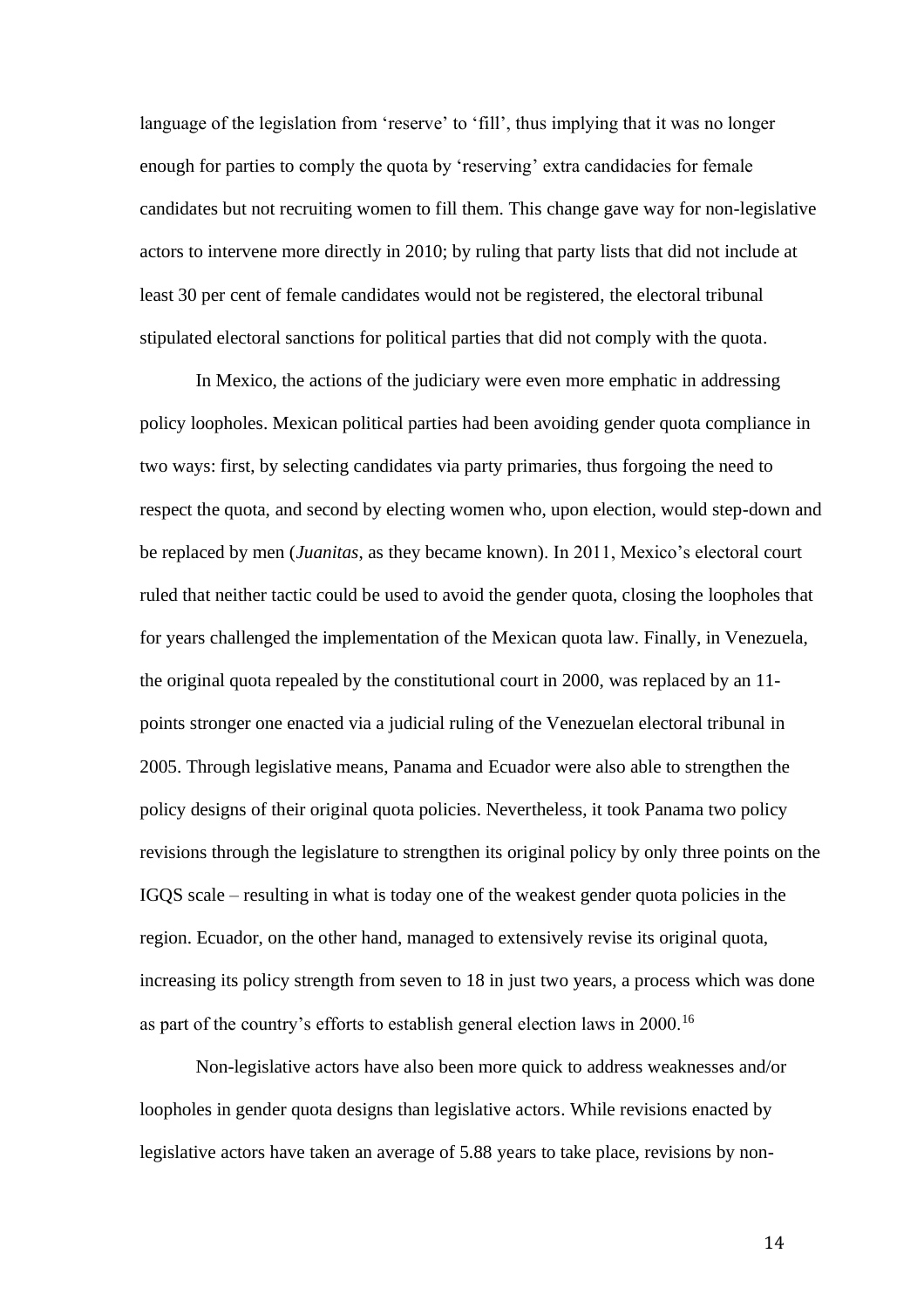language of the legislation from 'reserve' to 'fill', thus implying that it was no longer enough for parties to comply the quota by 'reserving' extra candidacies for female candidates but not recruiting women to fill them. This change gave way for non-legislative actors to intervene more directly in 2010; by ruling that party lists that did not include at least 30 per cent of female candidates would not be registered, the electoral tribunal stipulated electoral sanctions for political parties that did not comply with the quota.

In Mexico, the actions of the judiciary were even more emphatic in addressing policy loopholes. Mexican political parties had been avoiding gender quota compliance in two ways: first, by selecting candidates via party primaries, thus forgoing the need to respect the quota, and second by electing women who, upon election, would step-down and be replaced by men (*Juanitas*, as they became known). In 2011, Mexico's electoral court ruled that neither tactic could be used to avoid the gender quota, closing the loopholes that for years challenged the implementation of the Mexican quota law. Finally, in Venezuela, the original quota repealed by the constitutional court in 2000, was replaced by an 11-points stronger one enacted via a judicial ruling of the Venezuelan electoral tribunal in 2005. Through legislative means, Panama and Ecuador were also able to strengthen the policy designs of their original quota policies. Nevertheless, it took Panama two policy revisions through the legislature to strengthen its original policy by only three points on the IGQS scale – resulting in what is today one of the weakest gender quota policies in the region. Ecuador, on the other hand, managed to extensively revise its original quota, increasing its policy strength from seven to 18 in just two years, a process which was done as part of the country's efforts to establish general election laws in 2000.[16]

Non-legislative actors have also been more quick to address weaknesses and/or loopholes in gender quota designs than legislative actors. While revisions enacted by legislative actors have taken an average of 5.88 years to take place, revisions by non-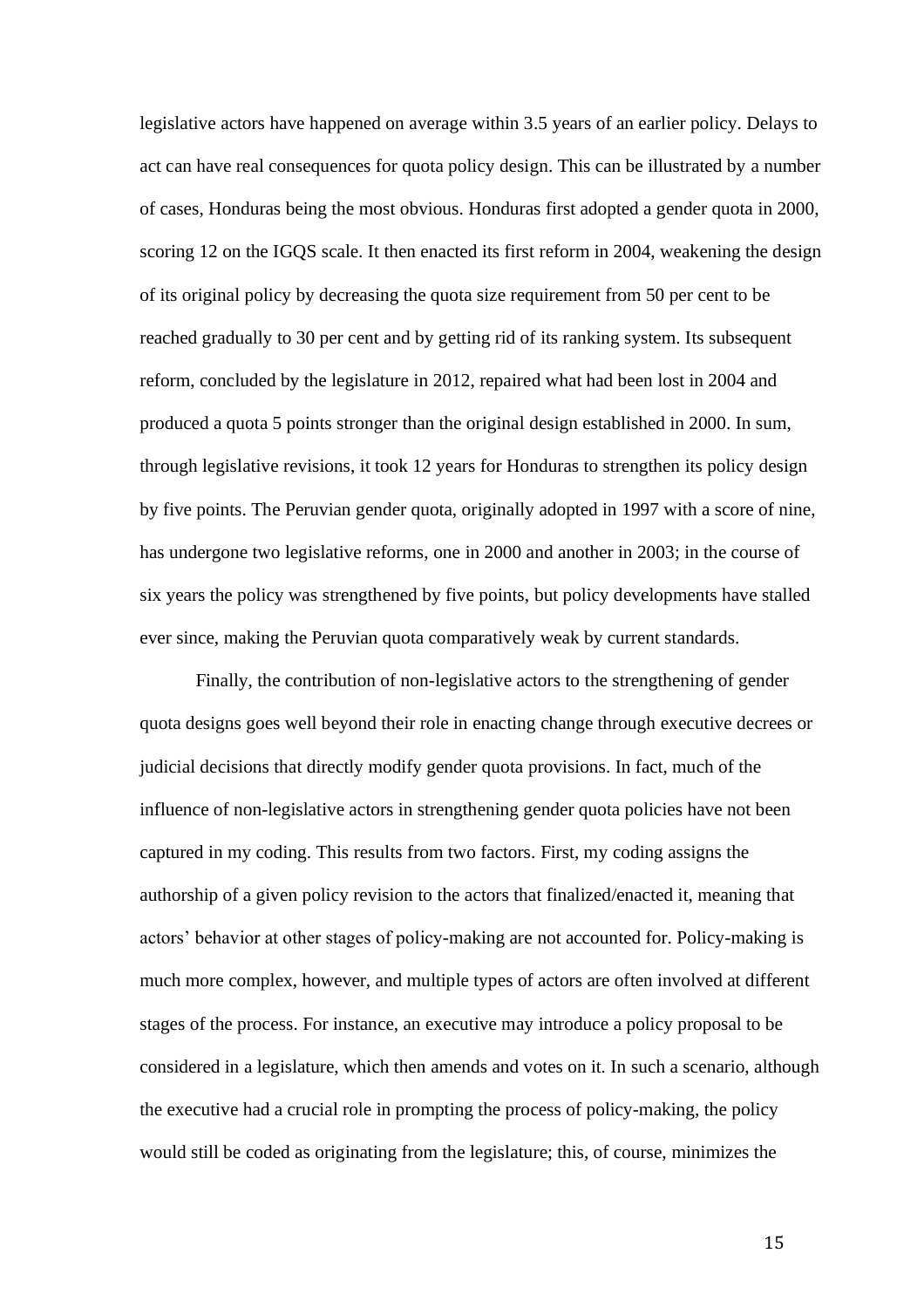legislative actors have happened on average within 3.5 years of an earlier policy. Delays to act can have real consequences for quota policy design. This can be illustrated by a number of cases, Honduras being the most obvious. Honduras first adopted a gender quota in 2000, scoring 12 on the IGQS scale. It then enacted its first reform in 2004, weakening the design of its original policy by decreasing the quota size requirement from 50 per cent to be reached gradually to 30 per cent and by getting rid of its ranking system. Its subsequent reform, concluded by the legislature in 2012, repaired what had been lost in 2004 and produced a quota 5 points stronger than the original design established in 2000. In sum, through legislative revisions, it took 12 years for Honduras to strengthen its policy design by five points. The Peruvian gender quota, originally adopted in 1997 with a score of nine, has undergone two legislative reforms, one in 2000 and another in 2003; in the course of six years the policy was strengthened by five points, but policy developments have stalled ever since, making the Peruvian quota comparatively weak by current standards.

Finally, the contribution of non-legislative actors to the strengthening of gender quota designs goes well beyond their role in enacting change through executive decrees or judicial decisions that directly modify gender quota provisions. In fact, much of the influence of non-legislative actors in strengthening gender quota policies have not been captured in my coding. This results from two factors. First, my coding assigns the authorship of a given policy revision to the actors that finalized/enacted it, meaning that actors' behavior at other stages of policy-making are not accounted for. Policy-making is much more complex, however, and multiple types of actors are often involved at different stages of the process. For instance, an executive may introduce a policy proposal to be considered in a legislature, which then amends and votes on it. In such a scenario, although the executive had a crucial role in prompting the process of policy-making, the policy would still be coded as originating from the legislature; this, of course, minimizes the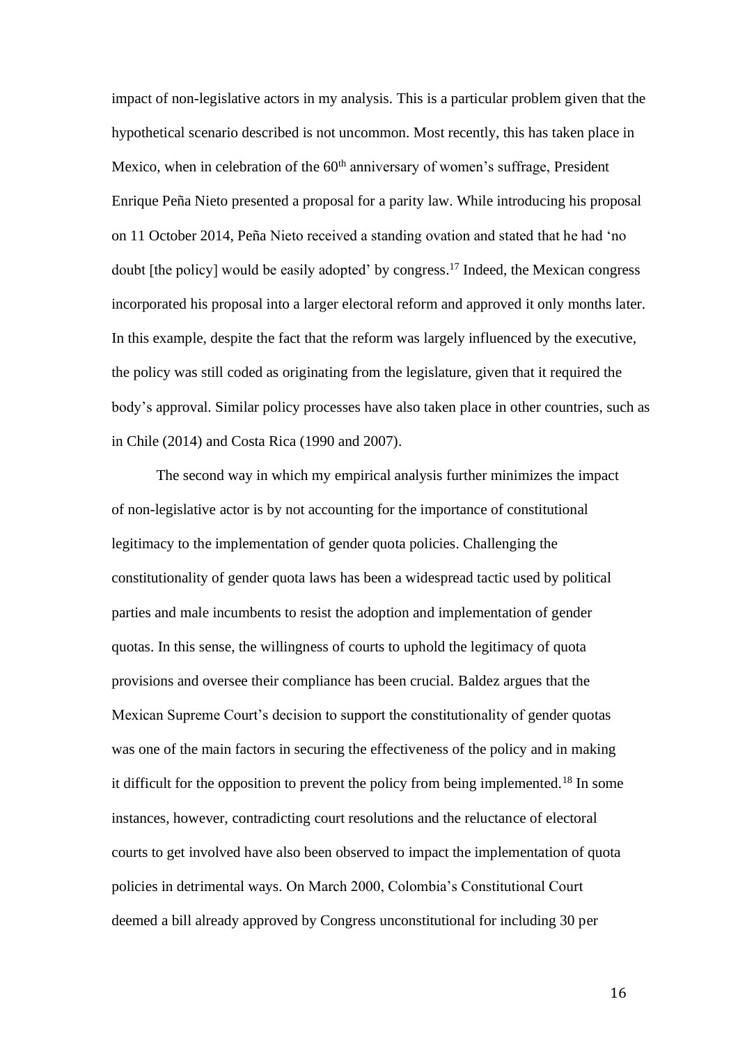impact of non-legislative actors in my analysis. This is a particular problem given that the hypothetical scenario described is not uncommon. Most recently, this has taken place in Mexico, when in celebration of the 60th anniversary of women's suffrage, President Enrique Peña Nieto presented a proposal for a parity law. While introducing his proposal on 11 October 2014, Peña Nieto received a standing ovation and stated that he had 'no doubt [the policy] would be easily adopted' by congress.[17] Indeed, the Mexican congress incorporated his proposal into a larger electoral reform and approved it only months later. In this example, despite the fact that the reform was largely influenced by the executive, the policy was still coded as originating from the legislature, given that it required the body's approval. Similar policy processes have also taken place in other countries, such as in Chile (2014) and Costa Rica (1990 and 2007).

The second way in which my empirical analysis further minimizes the impact of non-legislative actor is by not accounting for the importance of constitutional legitimacy to the implementation of gender quota policies. Challenging the constitutionality of gender quota laws has been a widespread tactic used by political parties and male incumbents to resist the adoption and implementation of gender quotas. In this sense, the willingness of courts to uphold the legitimacy of quota provisions and oversee their compliance has been crucial. Baldez argues that the Mexican Supreme Court's decision to support the constitutionality of gender quotas was one of the main factors in securing the effectiveness of the policy and in making it difficult for the opposition to prevent the policy from being implemented.[18] In some instances, however, contradicting court resolutions and the reluctance of electoral courts to get involved have also been observed to impact the implementation of quota policies in detrimental ways. On March 2000, Colombia's Constitutional Court deemed a bill already approved by Congress unconstitutional for including 30 per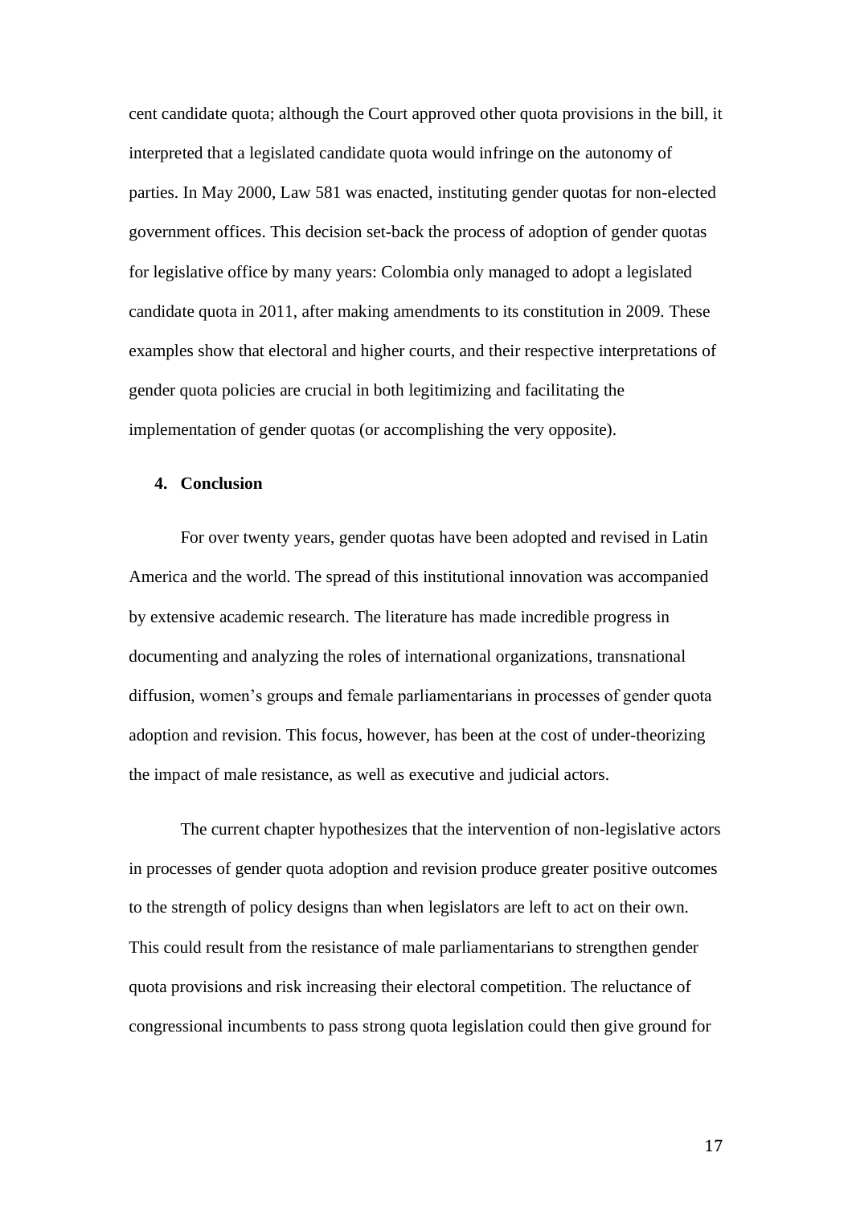cent candidate quota; although the Court approved other quota provisions in the bill, it interpreted that a legislated candidate quota would infringe on the autonomy of parties. In May 2000, Law 581 was enacted, instituting gender quotas for non-elected government offices. This decision set-back the process of adoption of gender quotas for legislative office by many years: Colombia only managed to adopt a legislated candidate quota in 2011, after making amendments to its constitution in 2009. These examples show that electoral and higher courts, and their respective interpretations of gender quota policies are crucial in both legitimizing and facilitating the implementation of gender quotas (or accomplishing the very opposite).

## 4. Conclusion

For over twenty years, gender quotas have been adopted and revised in Latin America and the world. The spread of this institutional innovation was accompanied by extensive academic research. The literature has made incredible progress in documenting and analyzing the roles of international organizations, transnational diffusion, women's groups and female parliamentarians in processes of gender quota adoption and revision. This focus, however, has been at the cost of under-theorizing the impact of male resistance, as well as executive and judicial actors.

The current chapter hypothesizes that the intervention of non-legislative actors in processes of gender quota adoption and revision produce greater positive outcomes to the strength of policy designs than when legislators are left to act on their own. This could result from the resistance of male parliamentarians to strengthen gender quota provisions and risk increasing their electoral competition. The reluctance of congressional incumbents to pass strong quota legislation could then give ground for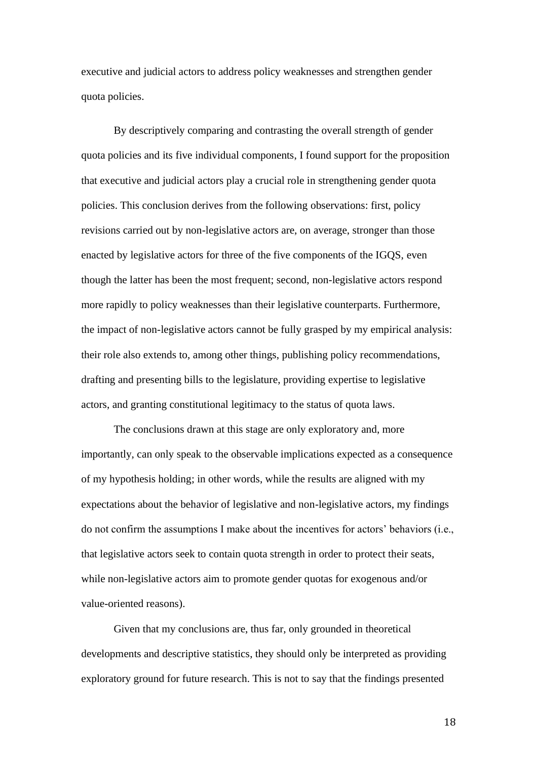executive and judicial actors to address policy weaknesses and strengthen gender quota policies.

By descriptively comparing and contrasting the overall strength of gender quota policies and its five individual components, I found support for the proposition that executive and judicial actors play a crucial role in strengthening gender quota policies. This conclusion derives from the following observations: first, policy revisions carried out by non-legislative actors are, on average, stronger than those enacted by legislative actors for three of the five components of the IGQS, even though the latter has been the most frequent; second, non-legislative actors respond more rapidly to policy weaknesses than their legislative counterparts. Furthermore, the impact of non-legislative actors cannot be fully grasped by my empirical analysis: their role also extends to, among other things, publishing policy recommendations, drafting and presenting bills to the legislature, providing expertise to legislative actors, and granting constitutional legitimacy to the status of quota laws.

The conclusions drawn at this stage are only exploratory and, more importantly, can only speak to the observable implications expected as a consequence of my hypothesis holding; in other words, while the results are aligned with my expectations about the behavior of legislative and non-legislative actors, my findings do not confirm the assumptions I make about the incentives for actors' behaviors (i.e., that legislative actors seek to contain quota strength in order to protect their seats, while non-legislative actors aim to promote gender quotas for exogenous and/or value-oriented reasons).

Given that my conclusions are, thus far, only grounded in theoretical developments and descriptive statistics, they should only be interpreted as providing exploratory ground for future research. This is not to say that the findings presented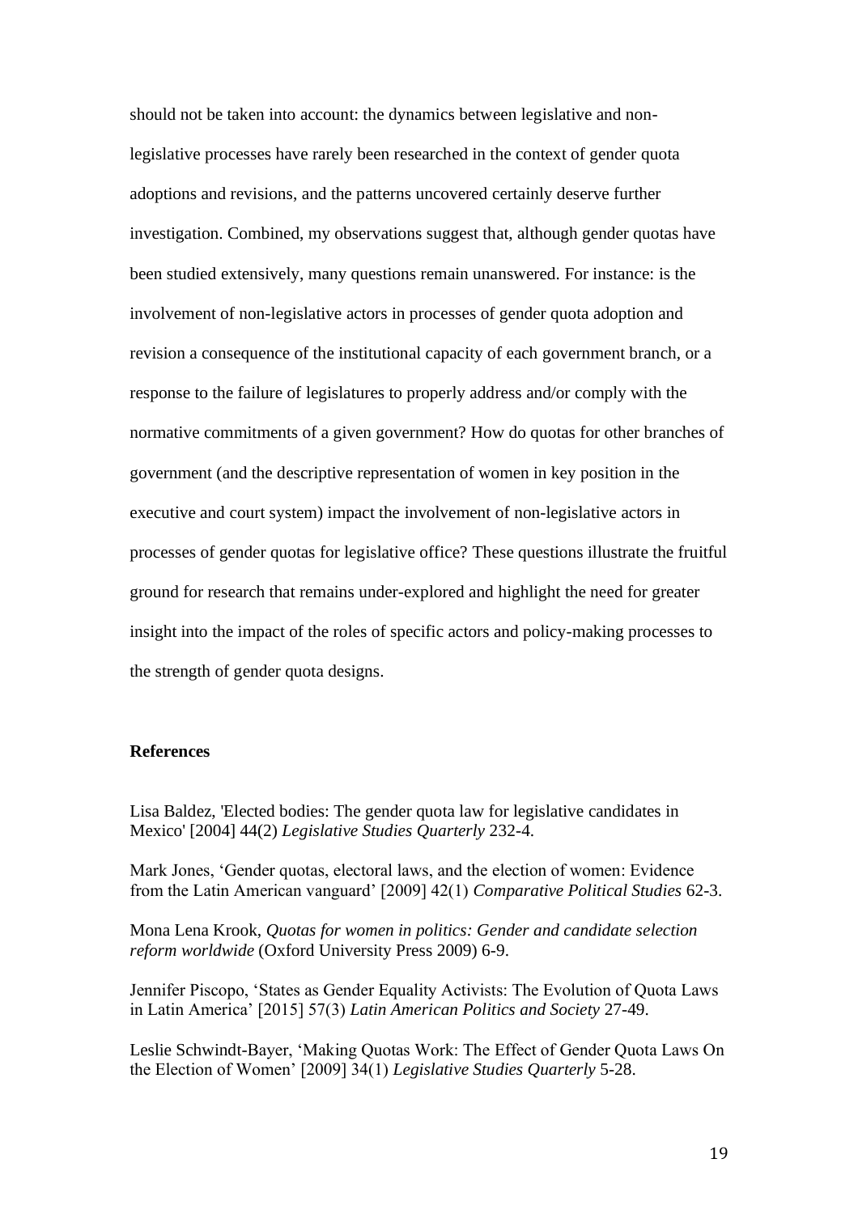should not be taken into account: the dynamics between legislative and non-legislative processes have rarely been researched in the context of gender quota adoptions and revisions, and the patterns uncovered certainly deserve further investigation. Combined, my observations suggest that, although gender quotas have been studied extensively, many questions remain unanswered. For instance: is the involvement of non-legislative actors in processes of gender quota adoption and revision a consequence of the institutional capacity of each government branch, or a response to the failure of legislatures to properly address and/or comply with the normative commitments of a given government? How do quotas for other branches of government (and the descriptive representation of women in key position in the executive and court system) impact the involvement of non-legislative actors in processes of gender quotas for legislative office? These questions illustrate the fruitful ground for research that remains under-explored and highlight the need for greater insight into the impact of the roles of specific actors and policy-making processes to the strength of gender quota designs.

## References

Lisa Baldez, 'Elected bodies: The gender quota law for legislative candidates in Mexico' [2004] 44(2) *Legislative Studies Quarterly* 232-4.

Mark Jones, 'Gender quotas, electoral laws, and the election of women: Evidence from the Latin American vanguard' [2009] 42(1) *Comparative Political Studies* 62-3.

Mona Lena Krook, *Quotas for women in politics: Gender and candidate selection reform worldwide* (Oxford University Press 2009) 6-9.

Jennifer Piscopo, 'States as Gender Equality Activists: The Evolution of Quota Laws in Latin America' [2015] 57(3) *Latin American Politics and Society* 27-49.

Leslie Schwindt-Bayer, 'Making Quotas Work: The Effect of Gender Quota Laws On the Election of Women' [2009] 34(1) *Legislative Studies Quarterly* 5-28.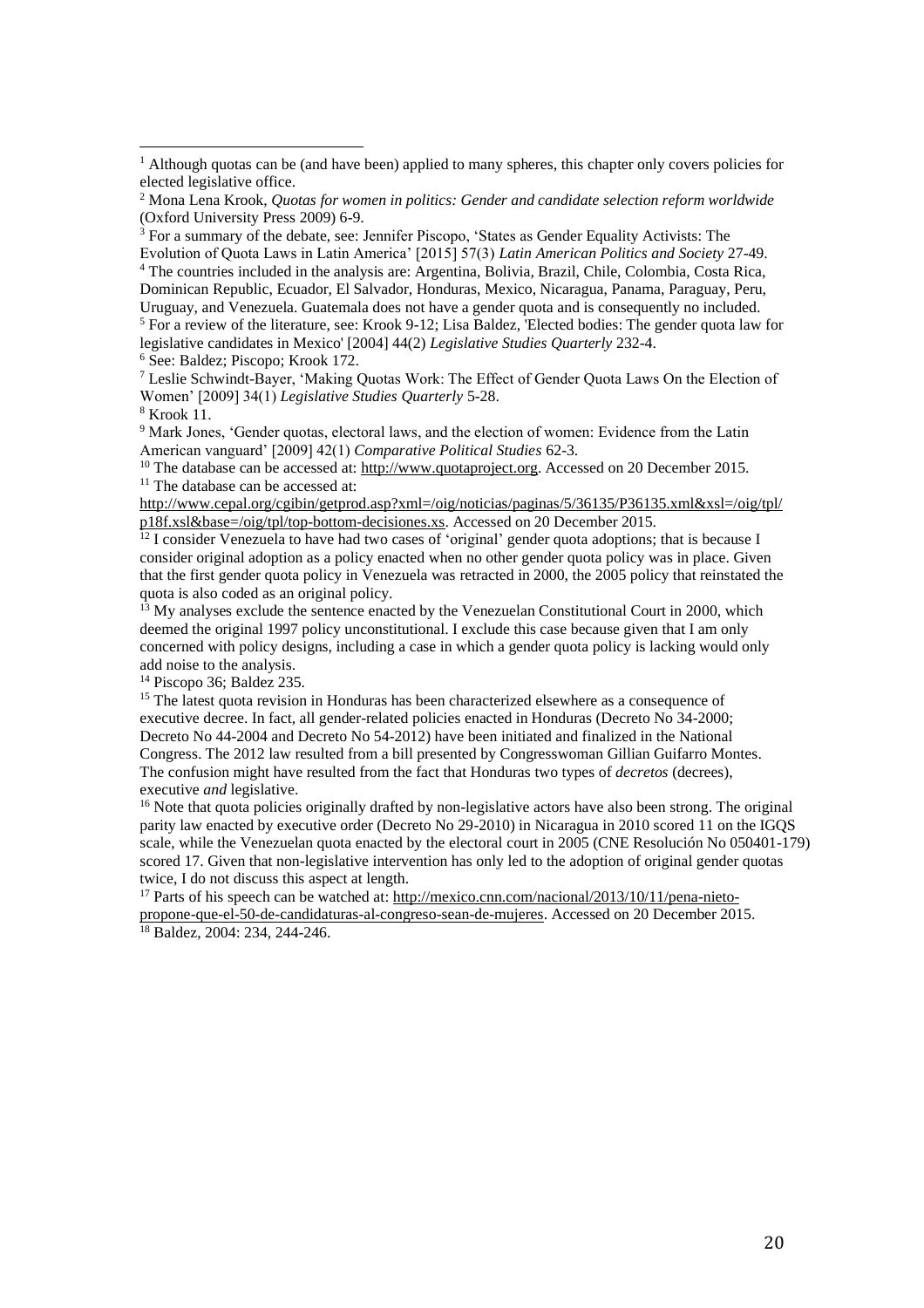[1] Although quotas can be (and have been) applied to many spheres, this chapter only covers policies for elected legislative office.

[2] Mona Lena Krook, *Quotas for women in politics: Gender and candidate selection reform worldwide* (Oxford University Press 2009) 6-9.

[3] For a summary of the debate, see: Jennifer Piscopo, 'States as Gender Equality Activists: The Evolution of Quota Laws in Latin America' [2015] 57(3) *Latin American Politics and Society* 27-49.

[4] The countries included in the analysis are: Argentina, Bolivia, Brazil, Chile, Colombia, Costa Rica, Dominican Republic, Ecuador, El Salvador, Honduras, Mexico, Nicaragua, Panama, Paraguay, Peru, Uruguay, and Venezuela. Guatemala does not have a gender quota and is consequently no included.

[5] For a review of the literature, see: Krook 9-12; Lisa Baldez, 'Elected bodies: The gender quota law for legislative candidates in Mexico' [2004] 44(2) *Legislative Studies Quarterly* 232-4.

[6] See: Baldez; Piscopo; Krook 172.

[7] Leslie Schwindt-Bayer, 'Making Quotas Work: The Effect of Gender Quota Laws On the Election of Women' [2009] 34(1) *Legislative Studies Quarterly* 5-28.

[8] Krook 11.

[9] Mark Jones, 'Gender quotas, electoral laws, and the election of women: Evidence from the Latin American vanguard' [2009] 42(1) *Comparative Political Studies* 62-3.

[10] The database can be accessed at: http://www.quotaproject.org. Accessed on 20 December 2015.

[11] The database can be accessed at: http://www.cepal.org/cgibin/getprod.asp?xml=/oig/noticias/paginas/5/36135/P36135.xml&xsl=/oig/tpl/p18f.xsl&base=/oig/tpl/top-bottom-decisiones.xs. Accessed on 20 December 2015.

[12] I consider Venezuela to have had two cases of 'original' gender quota adoptions; that is because I consider original adoption as a policy enacted when no other gender quota policy was in place. Given that the first gender quota policy in Venezuela was retracted in 2000, the 2005 policy that reinstated the quota is also coded as an original policy.

[13] My analyses exclude the sentence enacted by the Venezuelan Constitutional Court in 2000, which deemed the original 1997 policy unconstitutional. I exclude this case because given that I am only concerned with policy designs, including a case in which a gender quota policy is lacking would only add noise to the analysis.

[14] Piscopo 36; Baldez 235.

[15] The latest quota revision in Honduras has been characterized elsewhere as a consequence of executive decree. In fact, all gender-related policies enacted in Honduras (Decreto No 34-2000; Decreto No 44-2004 and Decreto No 54-2012) have been initiated and finalized in the National Congress. The 2012 law resulted from a bill presented by Congresswoman Gillian Guifarro Montes. The confusion might have resulted from the fact that Honduras two types of *decretos* (decrees), executive *and* legislative.

[16] Note that quota policies originally drafted by non-legislative actors have also been strong. The original parity law enacted by executive order (Decreto No 29-2010) in Nicaragua in 2010 scored 11 on the IGQS scale, while the Venezuelan quota enacted by the electoral court in 2005 (CNE Resolución No 050401-179) scored 17. Given that non-legislative intervention has only led to the adoption of original gender quotas twice, I do not discuss this aspect at length.

[17] Parts of his speech can be watched at: http://mexico.cnn.com/nacional/2013/10/11/pena-nieto-propone-que-el-50-de-candidaturas-al-congreso-sean-de-mujeres. Accessed on 20 December 2015.

[18] Baldez, 2004: 234, 244-246.